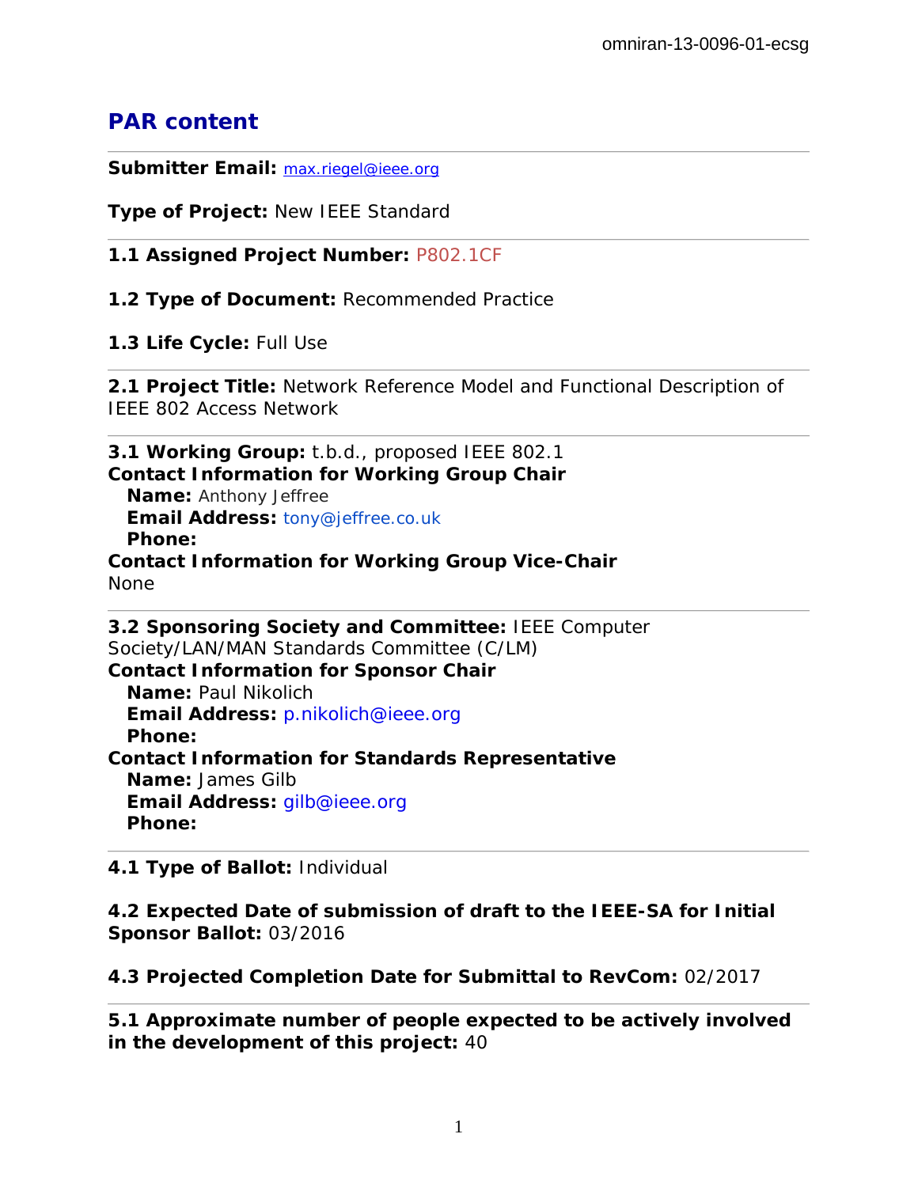## PAR content

---

**Submitter Email:** max.riegel@ieee.org

**Type of Project:** New IEEE Standard

---

**1.1 Assigned Project Number:** P802.1CF

**1.2 Type of Document:** Recommended Practice

**1.3 Life Cycle:** Full Use

---

**2.1 Project Title:** Network Reference Model and Functional Description of IEEE 802 Access Network

---

**3.1 Working Group:** t.b.d., proposed IEEE 802.1
**Contact Information for Working Group Chair**
  **Name:** Anthony Jeffree
  **Email Address:** tony@jeffree.co.uk
  **Phone:**
**Contact Information for Working Group Vice-Chair**
None

---

**3.2 Sponsoring Society and Committee:** IEEE Computer Society/LAN/MAN Standards Committee (C/LM)
**Contact Information for Sponsor Chair**
  **Name:** Paul Nikolich
  **Email Address:** p.nikolich@ieee.org
  **Phone:**
**Contact Information for Standards Representative**
  **Name:** James Gilb
  **Email Address:** gilb@ieee.org
  **Phone:**

---

**4.1 Type of Ballot:** Individual

**4.2 Expected Date of submission of draft to the IEEE-SA for Initial Sponsor Ballot:** 03/2016

**4.3 Projected Completion Date for Submittal to RevCom:** 02/2017

---

**5.1 Approximate number of people expected to be actively involved in the development of this project:** 40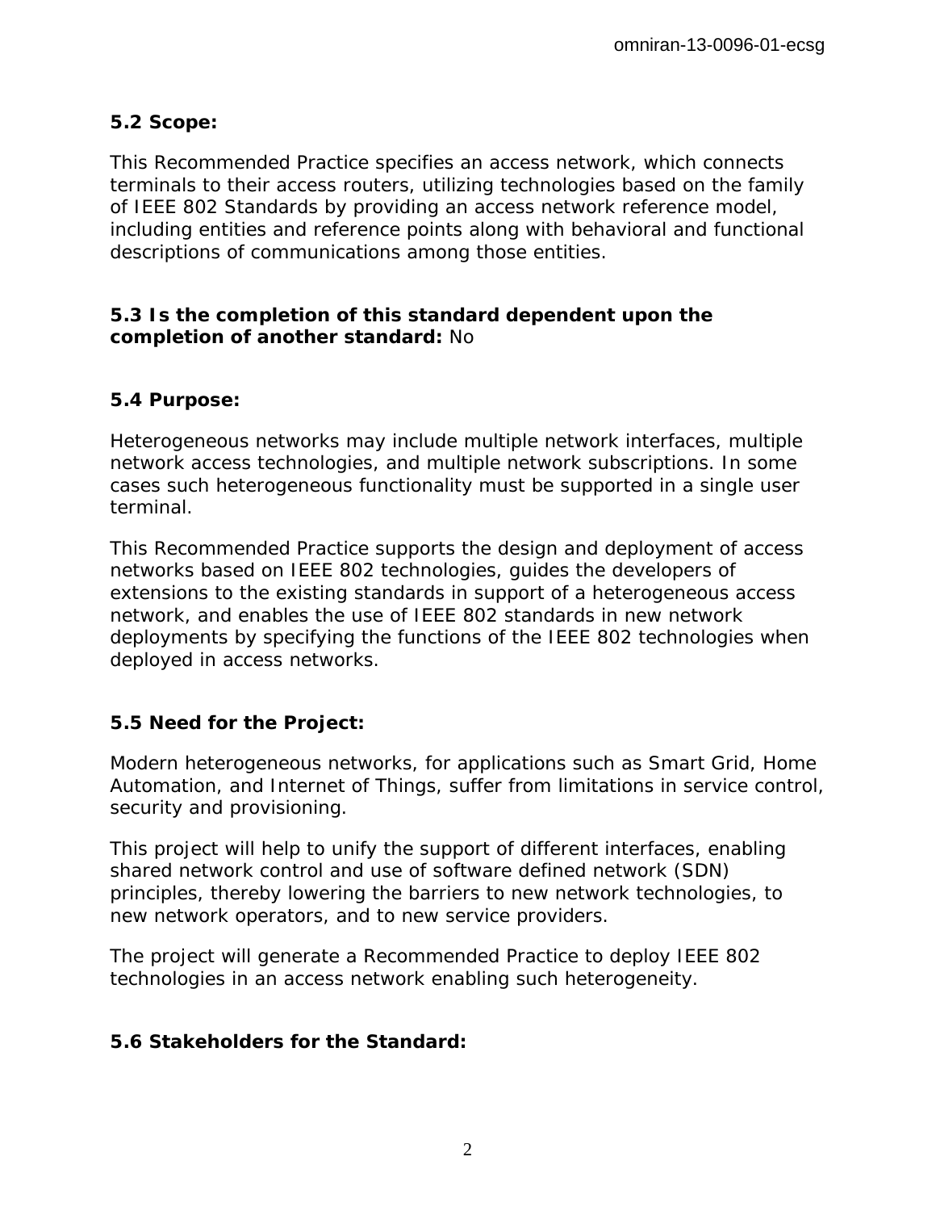**5.2 Scope:**

This Recommended Practice specifies an access network, which connects terminals to their access routers, utilizing technologies based on the family of IEEE 802 Standards by providing an access network reference model, including entities and reference points along with behavioral and functional descriptions of communications among those entities.

**5.3 Is the completion of this standard dependent upon the completion of another standard:** No

**5.4 Purpose:**

Heterogeneous networks may include multiple network interfaces, multiple network access technologies, and multiple network subscriptions. In some cases such heterogeneous functionality must be supported in a single user terminal.

This Recommended Practice supports the design and deployment of access networks based on IEEE 802 technologies, guides the developers of extensions to the existing standards in support of a heterogeneous access network, and enables the use of IEEE 802 standards in new network deployments by specifying the functions of the IEEE 802 technologies when deployed in access networks.

**5.5 Need for the Project:**

Modern heterogeneous networks, for applications such as Smart Grid, Home Automation, and Internet of Things, suffer from limitations in service control, security and provisioning.

This project will help to unify the support of different interfaces, enabling shared network control and use of software defined network (SDN) principles, thereby lowering the barriers to new network technologies, to new network operators, and to new service providers.

The project will generate a Recommended Practice to deploy IEEE 802 technologies in an access network enabling such heterogeneity.

**5.6 Stakeholders for the Standard:**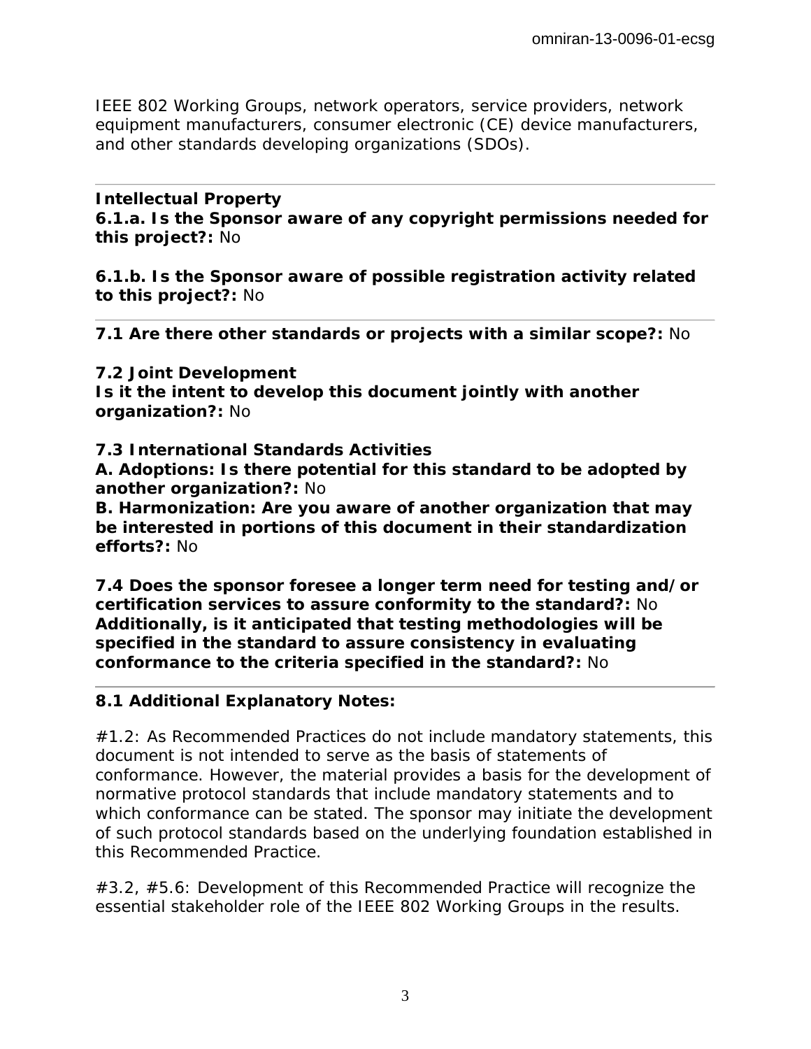IEEE 802 Working Groups, network operators, service providers, network equipment manufacturers, consumer electronic (CE) device manufacturers, and other standards developing organizations (SDOs).

---

**Intellectual Property**
**6.1.a. Is the Sponsor aware of any copyright permissions needed for this project?:** No

**6.1.b. Is the Sponsor aware of possible registration activity related to this project?:** No

---

**7.1 Are there other standards or projects with a similar scope?:** No

**7.2 Joint Development**
**Is it the intent to develop this document jointly with another organization?:** No

**7.3 International Standards Activities**
**A. Adoptions: Is there potential for this standard to be adopted by another organization?:** No
**B. Harmonization: Are you aware of another organization that may be interested in portions of this document in their standardization efforts?:** No

**7.4 Does the sponsor foresee a longer term need for testing and/or certification services to assure conformity to the standard?:** No
**Additionally, is it anticipated that testing methodologies will be specified in the standard to assure consistency in evaluating conformance to the criteria specified in the standard?:** No

---

**8.1 Additional Explanatory Notes:**

#1.2: As Recommended Practices do not include mandatory statements, this document is not intended to serve as the basis of statements of conformance. However, the material provides a basis for the development of normative protocol standards that include mandatory statements and to which conformance can be stated. The sponsor may initiate the development of such protocol standards based on the underlying foundation established in this Recommended Practice.

#3.2, #5.6: Development of this Recommended Practice will recognize the essential stakeholder role of the IEEE 802 Working Groups in the results.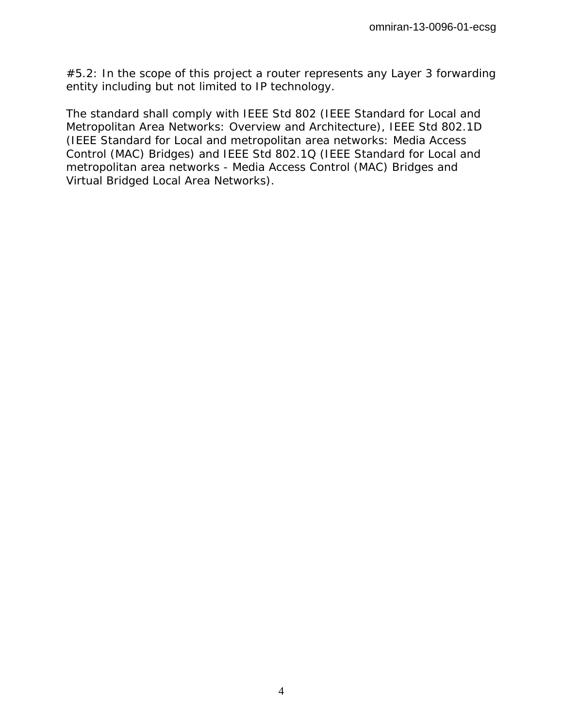#5.2: In the scope of this project a router represents any Layer 3 forwarding entity including but not limited to IP technology.

The standard shall comply with IEEE Std 802 (IEEE Standard for Local and Metropolitan Area Networks: Overview and Architecture), IEEE Std 802.1D (IEEE Standard for Local and metropolitan area networks: Media Access Control (MAC) Bridges) and IEEE Std 802.1Q (IEEE Standard for Local and metropolitan area networks - Media Access Control (MAC) Bridges and Virtual Bridged Local Area Networks).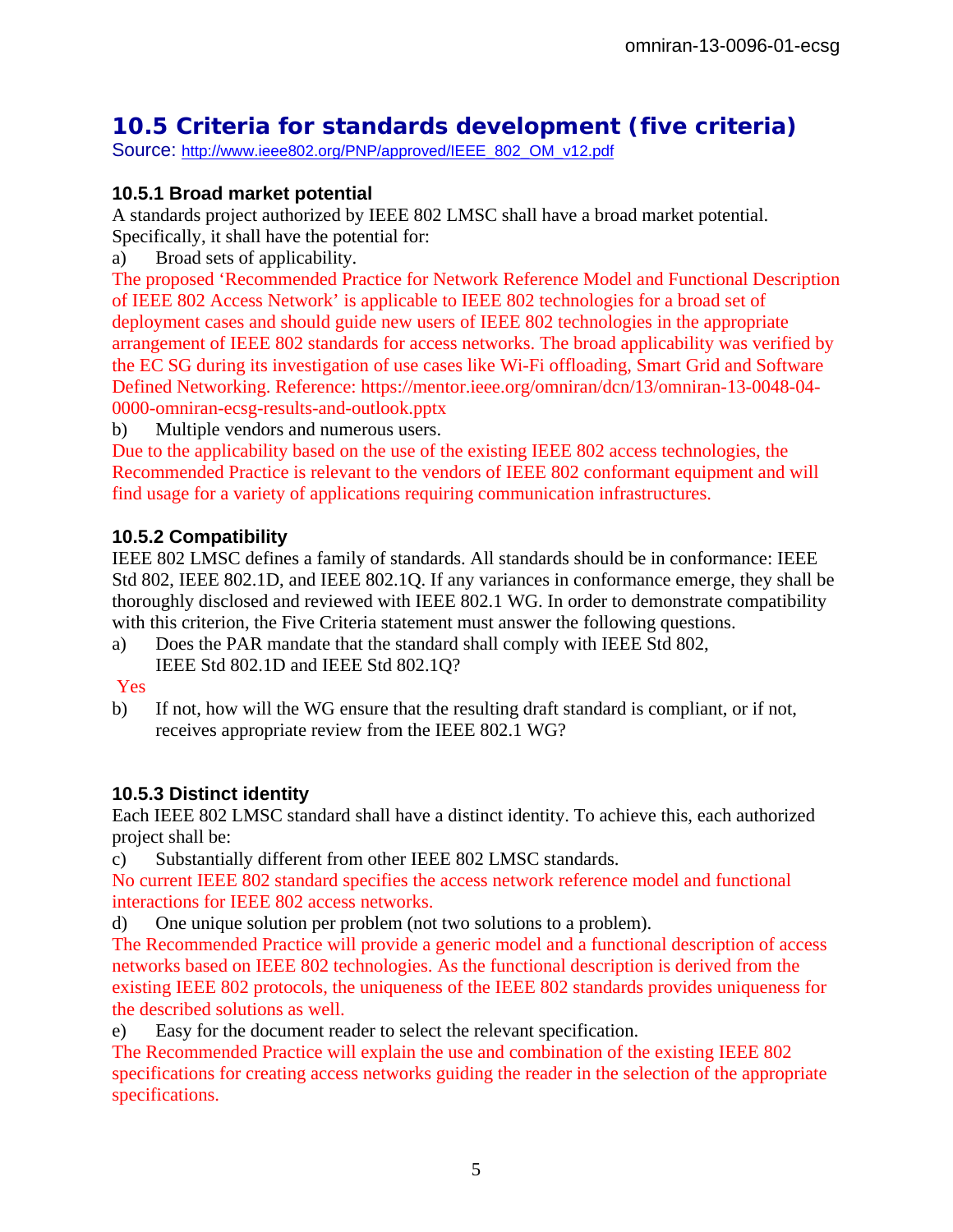## 10.5 Criteria for standards development (five criteria)

Source: http://www.ieee802.org/PNP/approved/IEEE_802_OM_v12.pdf

### 10.5.1 Broad market potential

A standards project authorized by IEEE 802 LMSC shall have a broad market potential. Specifically, it shall have the potential for:

a) Broad sets of applicability.

The proposed 'Recommended Practice for Network Reference Model and Functional Description of IEEE 802 Access Network' is applicable to IEEE 802 technologies for a broad set of deployment cases and should guide new users of IEEE 802 technologies in the appropriate arrangement of IEEE 802 standards for access networks. The broad applicability was verified by the EC SG during its investigation of use cases like Wi-Fi offloading, Smart Grid and Software Defined Networking. Reference: https://mentor.ieee.org/omniran/dcn/13/omniran-13-0048-04-0000-omniran-ecsg-results-and-outlook.pptx

b) Multiple vendors and numerous users.

Due to the applicability based on the use of the existing IEEE 802 access technologies, the Recommended Practice is relevant to the vendors of IEEE 802 conformant equipment and will find usage for a variety of applications requiring communication infrastructures.

### 10.5.2 Compatibility

IEEE 802 LMSC defines a family of standards. All standards should be in conformance: IEEE Std 802, IEEE 802.1D, and IEEE 802.1Q. If any variances in conformance emerge, they shall be thoroughly disclosed and reviewed with IEEE 802.1 WG. In order to demonstrate compatibility with this criterion, the Five Criteria statement must answer the following questions.

a) Does the PAR mandate that the standard shall comply with IEEE Std 802, IEEE Std 802.1D and IEEE Std 802.1Q?

Yes

b) If not, how will the WG ensure that the resulting draft standard is compliant, or if not, receives appropriate review from the IEEE 802.1 WG?

### 10.5.3 Distinct identity

Each IEEE 802 LMSC standard shall have a distinct identity. To achieve this, each authorized project shall be:

c) Substantially different from other IEEE 802 LMSC standards.

No current IEEE 802 standard specifies the access network reference model and functional interactions for IEEE 802 access networks.

d) One unique solution per problem (not two solutions to a problem).

The Recommended Practice will provide a generic model and a functional description of access networks based on IEEE 802 technologies. As the functional description is derived from the existing IEEE 802 protocols, the uniqueness of the IEEE 802 standards provides uniqueness for the described solutions as well.

e) Easy for the document reader to select the relevant specification.

The Recommended Practice will explain the use and combination of the existing IEEE 802 specifications for creating access networks guiding the reader in the selection of the appropriate specifications.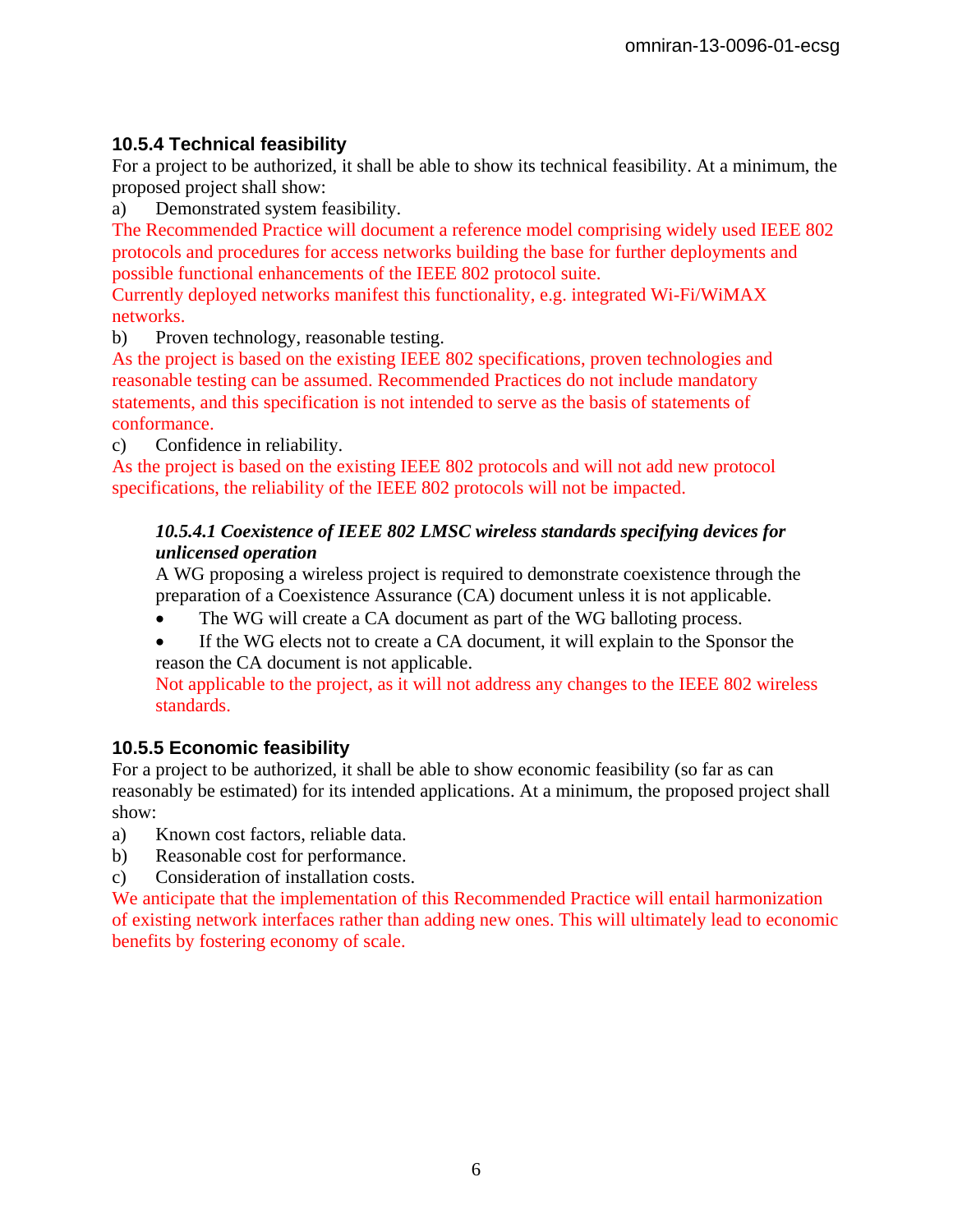### 10.5.4 Technical feasibility

For a project to be authorized, it shall be able to show its technical feasibility. At a minimum, the proposed project shall show:

a) Demonstrated system feasibility.

The Recommended Practice will document a reference model comprising widely used IEEE 802 protocols and procedures for access networks building the base for further deployments and possible functional enhancements of the IEEE 802 protocol suite.
Currently deployed networks manifest this functionality, e.g. integrated Wi-Fi/WiMAX networks.

b) Proven technology, reasonable testing.

As the project is based on the existing IEEE 802 specifications, proven technologies and reasonable testing can be assumed. Recommended Practices do not include mandatory statements, and this specification is not intended to serve as the basis of statements of conformance.

c) Confidence in reliability.

As the project is based on the existing IEEE 802 protocols and will not add new protocol specifications, the reliability of the IEEE 802 protocols will not be impacted.

#### *10.5.4.1 Coexistence of IEEE 802 LMSC wireless standards specifying devices for unlicensed operation*

A WG proposing a wireless project is required to demonstrate coexistence through the preparation of a Coexistence Assurance (CA) document unless it is not applicable.

- The WG will create a CA document as part of the WG balloting process.
- If the WG elects not to create a CA document, it will explain to the Sponsor the reason the CA document is not applicable.

Not applicable to the project, as it will not address any changes to the IEEE 802 wireless standards.

### 10.5.5 Economic feasibility

For a project to be authorized, it shall be able to show economic feasibility (so far as can reasonably be estimated) for its intended applications. At a minimum, the proposed project shall show:

a) Known cost factors, reliable data.
b) Reasonable cost for performance.
c) Consideration of installation costs.

We anticipate that the implementation of this Recommended Practice will entail harmonization of existing network interfaces rather than adding new ones. This will ultimately lead to economic benefits by fostering economy of scale.